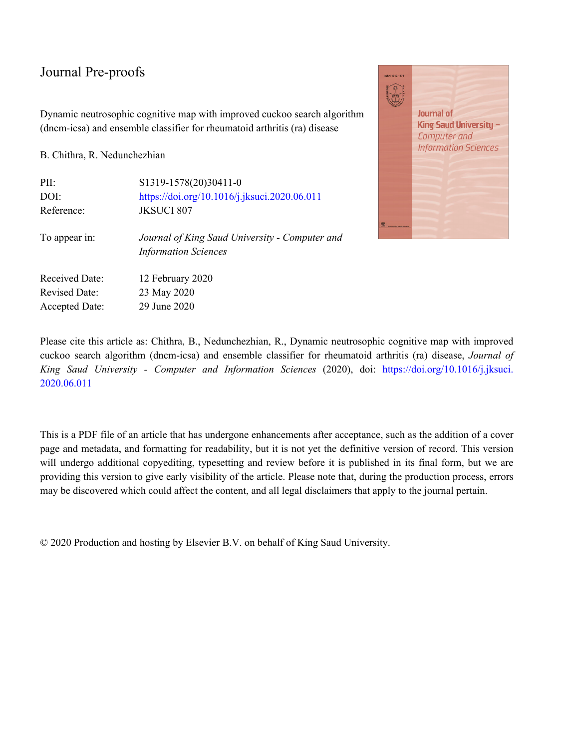Journal Pre-proofs

Dynamic neutrosophic cognitive map with improved cuckoo search algorithm (dncm-icsa) and ensemble classifier for rheumatoid arthritis (ra) disease

B. Chithra, R. Nedunchezhian

| | |
|---|---|
| PII: | S1319-1578(20)30411-0 |
| DOI: | https://doi.org/10.1016/j.jksuci.2020.06.011 |
| Reference: | JKSUCI 807 |
| To appear in: | *Journal of King Saud University - Computer and Information Sciences* |
| Received Date: | 12 February 2020 |
| Revised Date: | 23 May 2020 |
| Accepted Date: | 29 June 2020 |

Please cite this article as: Chithra, B., Nedunchezhian, R., Dynamic neutrosophic cognitive map with improved cuckoo search algorithm (dncm-icsa) and ensemble classifier for rheumatoid arthritis (ra) disease, *Journal of King Saud University - Computer and Information Sciences* (2020), doi: https://doi.org/10.1016/j.jksuci.2020.06.011

This is a PDF file of an article that has undergone enhancements after acceptance, such as the addition of a cover page and metadata, and formatting for readability, but it is not yet the definitive version of record. This version will undergo additional copyediting, typesetting and review before it is published in its final form, but we are providing this version to give early visibility of the article. Please note that, during the production process, errors may be discovered which could affect the content, and all legal disclaimers that apply to the journal pertain.

© 2020 Production and hosting by Elsevier B.V. on behalf of King Saud University.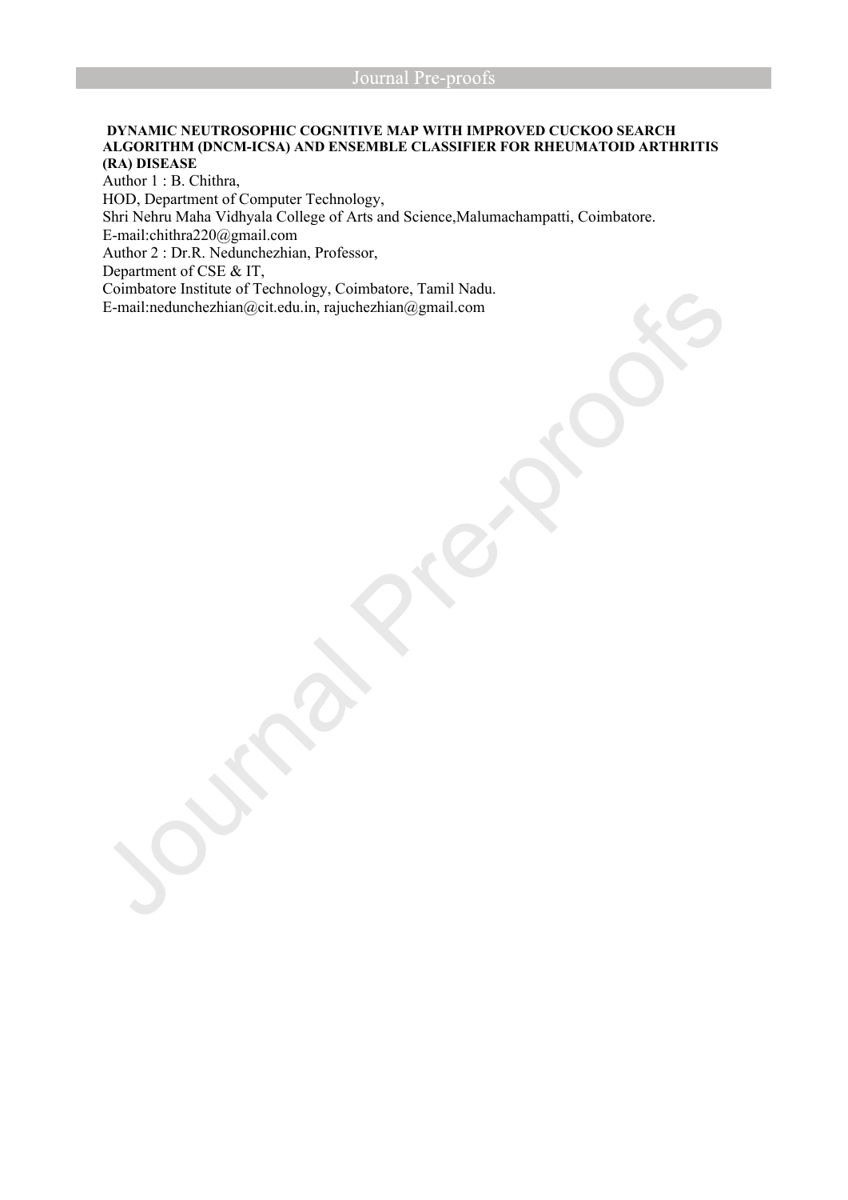**DYNAMIC NEUTROSOPHIC COGNITIVE MAP WITH IMPROVED CUCKOO SEARCH ALGORITHM (DNCM-ICSA) AND ENSEMBLE CLASSIFIER FOR RHEUMATOID ARTHRITIS (RA) DISEASE**

Author 1 : B. Chithra,
HOD, Department of Computer Technology,
Shri Nehru Maha Vidhyala College of Arts and Science,Malumachampatti, Coimbatore.
E-mail:chithra220@gmail.com

Author 2 : Dr.R. Nedunchezhian, Professor,
Department of CSE & IT,
Coimbatore Institute of Technology, Coimbatore, Tamil Nadu.
E-mail:nedunchezhian@cit.edu.in, rajuchezhian@gmail.com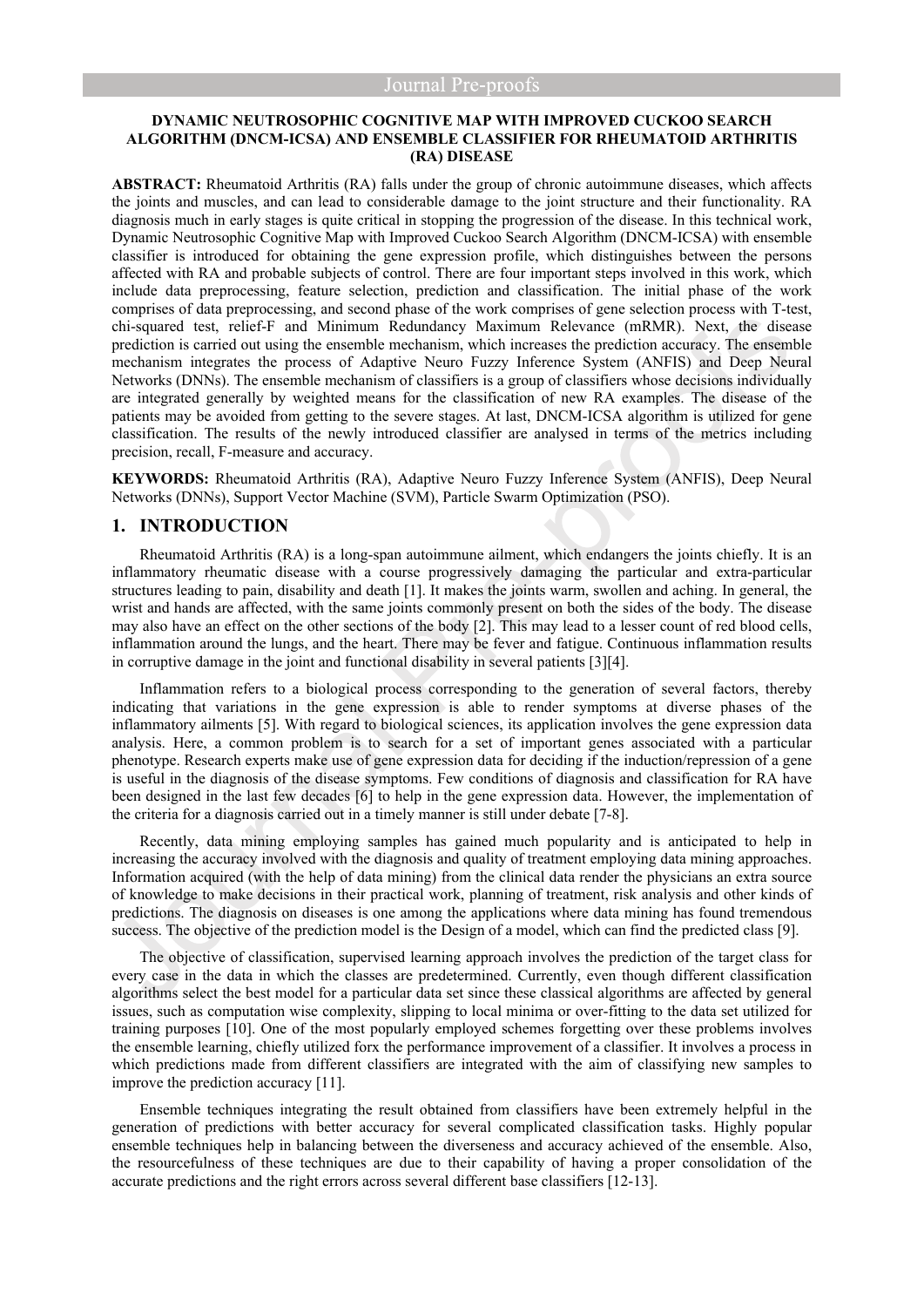**DYNAMIC NEUTROSOPHIC COGNITIVE MAP WITH IMPROVED CUCKOO SEARCH ALGORITHM (DNCM-ICSA) AND ENSEMBLE CLASSIFIER FOR RHEUMATOID ARTHRITIS (RA) DISEASE**

**ABSTRACT:** Rheumatoid Arthritis (RA) falls under the group of chronic autoimmune diseases, which affects the joints and muscles, and can lead to considerable damage to the joint structure and their functionality. RA diagnosis much in early stages is quite critical in stopping the progression of the disease. In this technical work, Dynamic Neutrosophic Cognitive Map with Improved Cuckoo Search Algorithm (DNCM-ICSA) with ensemble classifier is introduced for obtaining the gene expression profile, which distinguishes between the persons affected with RA and probable subjects of control. There are four important steps involved in this work, which include data preprocessing, feature selection, prediction and classification. The initial phase of the work comprises of data preprocessing, and second phase of the work comprises of gene selection process with T-test, chi-squared test, relief-F and Minimum Redundancy Maximum Relevance (mRMR). Next, the disease prediction is carried out using the ensemble mechanism, which increases the prediction accuracy. The ensemble mechanism integrates the process of Adaptive Neuro Fuzzy Inference System (ANFIS) and Deep Neural Networks (DNNs). The ensemble mechanism of classifiers is a group of classifiers whose decisions individually are integrated generally by weighted means for the classification of new RA examples. The disease of the patients may be avoided from getting to the severe stages. At last, DNCM-ICSA algorithm is utilized for gene classification. The results of the newly introduced classifier are analysed in terms of the metrics including precision, recall, F-measure and accuracy.

**KEYWORDS:** Rheumatoid Arthritis (RA), Adaptive Neuro Fuzzy Inference System (ANFIS), Deep Neural Networks (DNNs), Support Vector Machine (SVM), Particle Swarm Optimization (PSO).

## 1. INTRODUCTION

Rheumatoid Arthritis (RA) is a long-span autoimmune ailment, which endangers the joints chiefly. It is an inflammatory rheumatic disease with a course progressively damaging the particular and extra-particular structures leading to pain, disability and death [1]. It makes the joints warm, swollen and aching. In general, the wrist and hands are affected, with the same joints commonly present on both the sides of the body. The disease may also have an effect on the other sections of the body [2]. This may lead to a lesser count of red blood cells, inflammation around the lungs, and the heart. There may be fever and fatigue. Continuous inflammation results in corruptive damage in the joint and functional disability in several patients [3][4].

Inflammation refers to a biological process corresponding to the generation of several factors, thereby indicating that variations in the gene expression is able to render symptoms at diverse phases of the inflammatory ailments [5]. With regard to biological sciences, its application involves the gene expression data analysis. Here, a common problem is to search for a set of important genes associated with a particular phenotype. Research experts make use of gene expression data for deciding if the induction/repression of a gene is useful in the diagnosis of the disease symptoms. Few conditions of diagnosis and classification for RA have been designed in the last few decades [6] to help in the gene expression data. However, the implementation of the criteria for a diagnosis carried out in a timely manner is still under debate [7-8].

Recently, data mining employing samples has gained much popularity and is anticipated to help in increasing the accuracy involved with the diagnosis and quality of treatment employing data mining approaches. Information acquired (with the help of data mining) from the clinical data render the physicians an extra source of knowledge to make decisions in their practical work, planning of treatment, risk analysis and other kinds of predictions. The diagnosis on diseases is one among the applications where data mining has found tremendous success. The objective of the prediction model is the Design of a model, which can find the predicted class [9].

The objective of classification, supervised learning approach involves the prediction of the target class for every case in the data in which the classes are predetermined. Currently, even though different classification algorithms select the best model for a particular data set since these classical algorithms are affected by general issues, such as computation wise complexity, slipping to local minima or over-fitting to the data set utilized for training purposes [10]. One of the most popularly employed schemes forgetting over these problems involves the ensemble learning, chiefly utilized forx the performance improvement of a classifier. It involves a process in which predictions made from different classifiers are integrated with the aim of classifying new samples to improve the prediction accuracy [11].

Ensemble techniques integrating the result obtained from classifiers have been extremely helpful in the generation of predictions with better accuracy for several complicated classification tasks. Highly popular ensemble techniques help in balancing between the diverseness and accuracy achieved of the ensemble. Also, the resourcefulness of these techniques are due to their capability of having a proper consolidation of the accurate predictions and the right errors across several different base classifiers [12-13].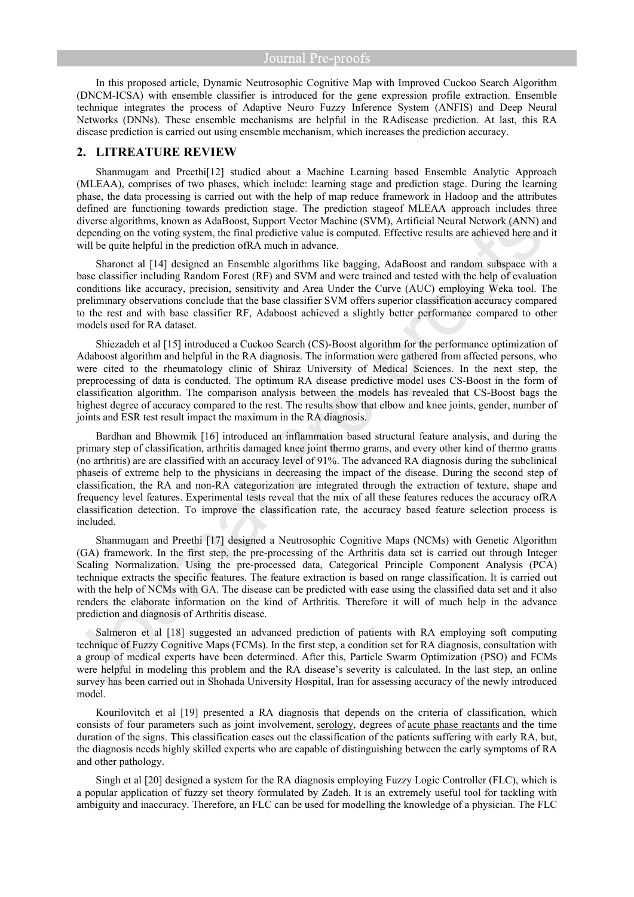In this proposed article, Dynamic Neutrosophic Cognitive Map with Improved Cuckoo Search Algorithm (DNCM-ICSA) with ensemble classifier is introduced for the gene expression profile extraction. Ensemble technique integrates the process of Adaptive Neuro Fuzzy Inference System (ANFIS) and Deep Neural Networks (DNNs). These ensemble mechanisms are helpful in the RAdisease prediction. At last, this RA disease prediction is carried out using ensemble mechanism, which increases the prediction accuracy.

## 2. LITREATURE REVIEW

Shanmugam and Preethi[12] studied about a Machine Learning based Ensemble Analytic Approach (MLEAA), comprises of two phases, which include: learning stage and prediction stage. During the learning phase, the data processing is carried out with the help of map reduce framework in Hadoop and the attributes defined are functioning towards prediction stage. The prediction stageof MLEAA approach includes three diverse algorithms, known as AdaBoost, Support Vector Machine (SVM), Artificial Neural Network (ANN) and depending on the voting system, the final predictive value is computed. Effective results are achieved here and it will be quite helpful in the prediction ofRA much in advance.

Sharonet al [14] designed an Ensemble algorithms like bagging, AdaBoost and random subspace with a base classifier including Random Forest (RF) and SVM and were trained and tested with the help of evaluation conditions like accuracy, precision, sensitivity and Area Under the Curve (AUC) employing Weka tool. The preliminary observations conclude that the base classifier SVM offers superior classification accuracy compared to the rest and with base classifier RF, Adaboost achieved a slightly better performance compared to other models used for RA dataset.

Shiezadeh et al [15] introduced a Cuckoo Search (CS)-Boost algorithm for the performance optimization of Adaboost algorithm and helpful in the RA diagnosis. The information were gathered from affected persons, who were cited to the rheumatology clinic of Shiraz University of Medical Sciences. In the next step, the preprocessing of data is conducted. The optimum RA disease predictive model uses CS-Boost in the form of classification algorithm. The comparison analysis between the models has revealed that CS-Boost bags the highest degree of accuracy compared to the rest. The results show that elbow and knee joints, gender, number of joints and ESR test result impact the maximum in the RA diagnosis.

Bardhan and Bhowmik [16] introduced an inflammation based structural feature analysis, and during the primary step of classification, arthritis damaged knee joint thermo grams, and every other kind of thermo grams (no arthritis) are are classified with an accuracy level of 91%. The advanced RA diagnosis during the subclinical phaseis of extreme help to the physicians in decreasing the impact of the disease. During the second step of classification, the RA and non-RA categorization are integrated through the extraction of texture, shape and frequency level features. Experimental tests reveal that the mix of all these features reduces the accuracy ofRA classification detection. To improve the classification rate, the accuracy based feature selection process is included.

Shanmugam and Preethi [17] designed a Neutrosophic Cognitive Maps (NCMs) with Genetic Algorithm (GA) framework. In the first step, the pre-processing of the Arthritis data set is carried out through Integer Scaling Normalization. Using the pre-processed data, Categorical Principle Component Analysis (PCA) technique extracts the specific features. The feature extraction is based on range classification. It is carried out with the help of NCMs with GA. The disease can be predicted with ease using the classified data set and it also renders the elaborate information on the kind of Arthritis. Therefore it will of much help in the advance prediction and diagnosis of Arthritis disease.

Salmeron et al [18] suggested an advanced prediction of patients with RA employing soft computing technique of Fuzzy Cognitive Maps (FCMs). In the first step, a condition set for RA diagnosis, consultation with a group of medical experts have been determined. After this, Particle Swarm Optimization (PSO) and FCMs were helpful in modeling this problem and the RA disease's severity is calculated. In the last step, an online survey has been carried out in Shohada University Hospital, Iran for assessing accuracy of the newly introduced model.

Kourilovitch et al [19] presented a RA diagnosis that depends on the criteria of classification, which consists of four parameters such as joint involvement, serology, degrees of acute phase reactants and the time duration of the signs. This classification eases out the classification of the patients suffering with early RA, but, the diagnosis needs highly skilled experts who are capable of distinguishing between the early symptoms of RA and other pathology.

Singh et al [20] designed a system for the RA diagnosis employing Fuzzy Logic Controller (FLC), which is a popular application of fuzzy set theory formulated by Zadeh. It is an extremely useful tool for tackling with ambiguity and inaccuracy. Therefore, an FLC can be used for modelling the knowledge of a physician. The FLC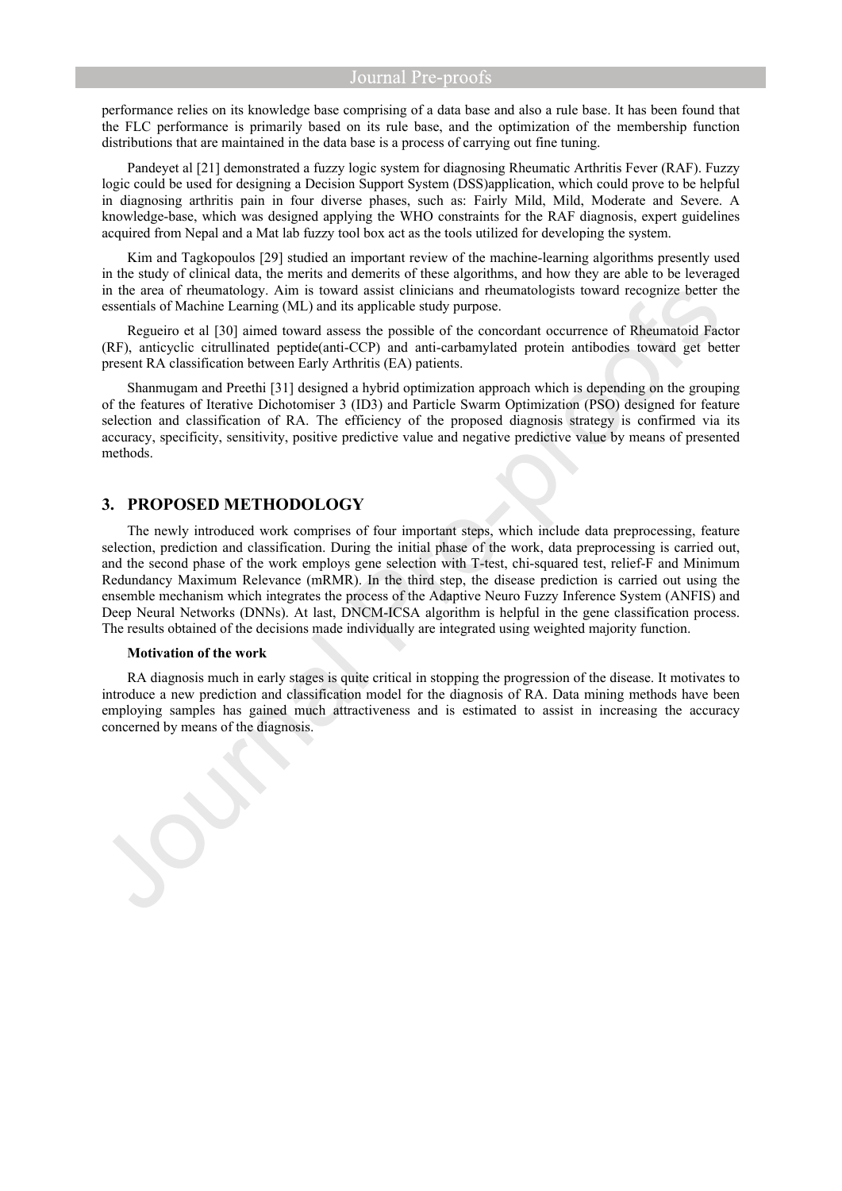performance relies on its knowledge base comprising of a data base and also a rule base. It has been found that the FLC performance is primarily based on its rule base, and the optimization of the membership function distributions that are maintained in the data base is a process of carrying out fine tuning.

Pandeyet al [21] demonstrated a fuzzy logic system for diagnosing Rheumatic Arthritis Fever (RAF). Fuzzy logic could be used for designing a Decision Support System (DSS)application, which could prove to be helpful in diagnosing arthritis pain in four diverse phases, such as: Fairly Mild, Mild, Moderate and Severe. A knowledge-base, which was designed applying the WHO constraints for the RAF diagnosis, expert guidelines acquired from Nepal and a Mat lab fuzzy tool box act as the tools utilized for developing the system.

Kim and Tagkopoulos [29] studied an important review of the machine-learning algorithms presently used in the study of clinical data, the merits and demerits of these algorithms, and how they are able to be leveraged in the area of rheumatology. Aim is toward assist clinicians and rheumatologists toward recognize better the essentials of Machine Learning (ML) and its applicable study purpose.

Regueiro et al [30] aimed toward assess the possible of the concordant occurrence of Rheumatoid Factor (RF), anticyclic citrullinated peptide(anti-CCP) and anti-carbamylated protein antibodies toward get better present RA classification between Early Arthritis (EA) patients.

Shanmugam and Preethi [31] designed a hybrid optimization approach which is depending on the grouping of the features of Iterative Dichotomiser 3 (ID3) and Particle Swarm Optimization (PSO) designed for feature selection and classification of RA. The efficiency of the proposed diagnosis strategy is confirmed via its accuracy, specificity, sensitivity, positive predictive value and negative predictive value by means of presented methods.

## 3. PROPOSED METHODOLOGY

The newly introduced work comprises of four important steps, which include data preprocessing, feature selection, prediction and classification. During the initial phase of the work, data preprocessing is carried out, and the second phase of the work employs gene selection with T-test, chi-squared test, relief-F and Minimum Redundancy Maximum Relevance (mRMR). In the third step, the disease prediction is carried out using the ensemble mechanism which integrates the process of the Adaptive Neuro Fuzzy Inference System (ANFIS) and Deep Neural Networks (DNNs). At last, DNCM-ICSA algorithm is helpful in the gene classification process. The results obtained of the decisions made individually are integrated using weighted majority function.

**Motivation of the work**

RA diagnosis much in early stages is quite critical in stopping the progression of the disease. It motivates to introduce a new prediction and classification model for the diagnosis of RA. Data mining methods have been employing samples has gained much attractiveness and is estimated to assist in increasing the accuracy concerned by means of the diagnosis.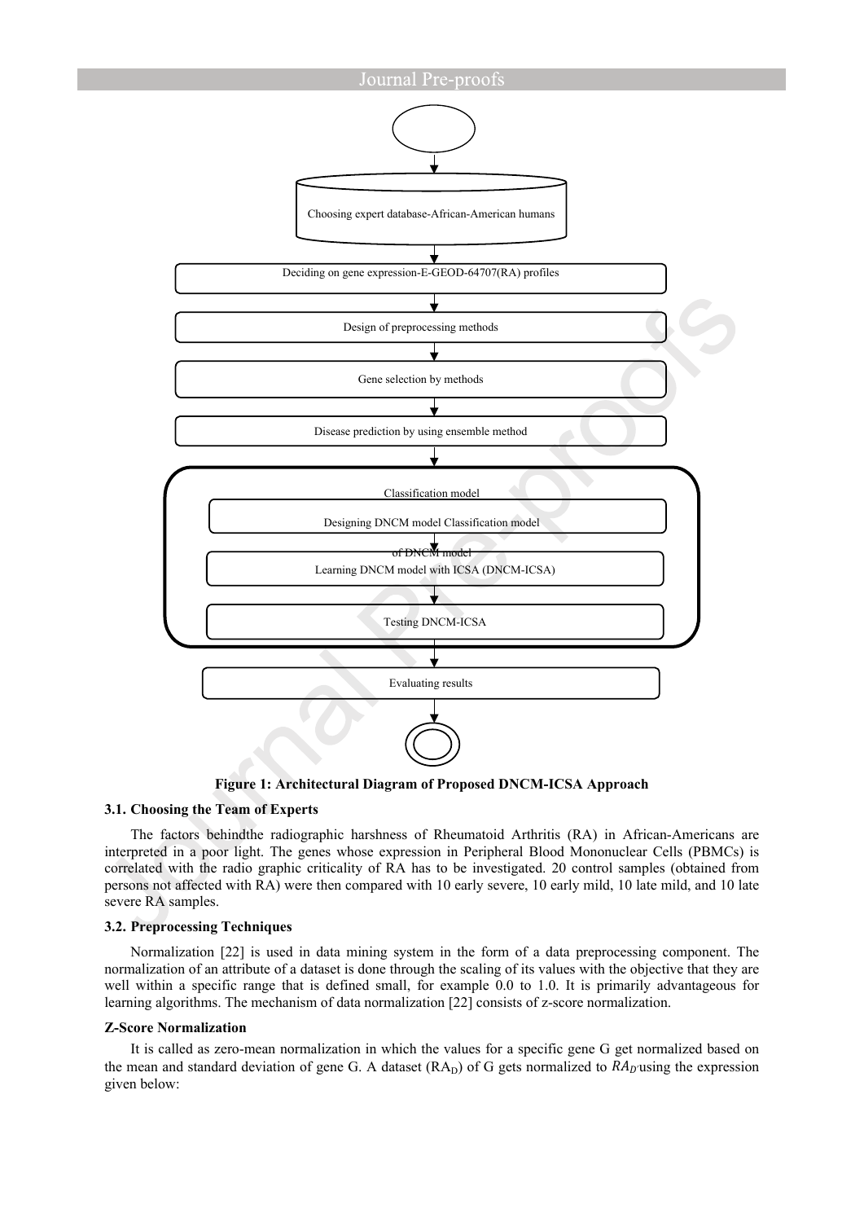Choosing expert database-African-American humans

Deciding on gene expression-E-GEOD-64707(RA) profiles

Design of preprocessing methods

Gene selection by methods

Disease prediction by using ensemble method

Classification model

Designing DNCM model Classification model of DNCM model

Learning DNCM model with ICSA (DNCM-ICSA)

Testing DNCM-ICSA

Evaluating results

**Figure 1: Architectural Diagram of Proposed DNCM-ICSA Approach**

### 3.1. Choosing the Team of Experts

The factors behindthe radiographic harshness of Rheumatoid Arthritis (RA) in African-Americans are interpreted in a poor light. The genes whose expression in Peripheral Blood Mononuclear Cells (PBMCs) is correlated with the radio graphic criticality of RA has to be investigated. 20 control samples (obtained from persons not affected with RA) were then compared with 10 early severe, 10 early mild, 10 late mild, and 10 late severe RA samples.

### 3.2. Preprocessing Techniques

Normalization [22] is used in data mining system in the form of a data preprocessing component. The normalization of an attribute of a dataset is done through the scaling of its values with the objective that they are well within a specific range that is defined small, for example 0.0 to 1.0. It is primarily advantageous for learning algorithms. The mechanism of data normalization [22] consists of z-score normalization.

**Z-Score Normalization**

It is called as zero-mean normalization in which the values for a specific gene G get normalized based on the mean and standard deviation of gene G. A dataset ($RA_D$) of G gets normalized to $RA_{D'}$using the expression given below: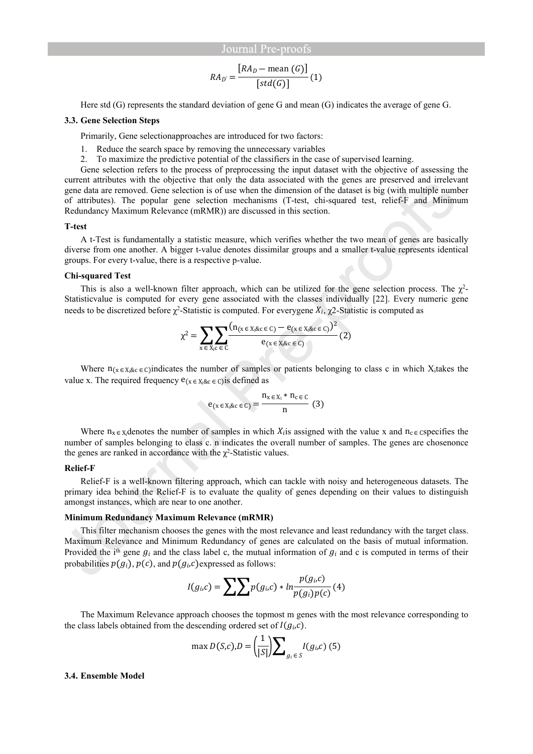$$RA_{D'} = \frac{[RA_D - \text{mean }(G)]}{[std(G)]} \quad (1)$$

Here std (G) represents the standard deviation of gene G and mean (G) indicates the average of gene G.

### 3.3. Gene Selection Steps

Primarily, Gene selectionapproaches are introduced for two factors:

1. Reduce the search space by removing the unnecessary variables
2. To maximize the predictive potential of the classifiers in the case of supervised learning.

Gene selection refers to the process of preprocessing the input dataset with the objective of assessing the current attributes with the objective that only the data associated with the genes are preserved and irrelevant gene data are removed. Gene selection is of use when the dimension of the dataset is big (with multiple number of attributes). The popular gene selection mechanisms (T-test, chi-squared test, relief-F and Minimum Redundancy Maximum Relevance (mRMR)) are discussed in this section.

**T-test**

A t-Test is fundamentally a statistic measure, which verifies whether the two mean of genes are basically diverse from one another. A bigger t-value denotes dissimilar groups and a smaller t-value represents identical groups. For every t-value, there is a respective p-value.

**Chi-squared Test**

This is also a well-known filter approach, which can be utilized for the gene selection process. The $\chi^2$-Statisticvalue is computed for every gene associated with the classes individually [22]. Every numeric gene needs to be discretized before $\chi^2$-Statistic is computed. For everygene $X_i$, $\chi2$-Statistic is computed as

$$\chi^2 = \sum_{x \in X_i} \sum_{c \in C} \frac{\left(n_{(x \in X_i \& c \in C)} - e_{(x \in X_i \& c \in C)}\right)^2}{e_{(x \in X_i \& c \in C)}} \quad (2)$$

Where $n_{(x \in X_i \& c \in C)}$indicates the number of samples or patients belonging to class c in which $X_i$takes the value x. The required frequency $e_{(x \in X_i \& c \in C)}$is defined as

$$e_{(x \in X_i \& c \in C)} = \frac{n_{x \in X_i} * n_{c \in C}}{n} \quad (3)$$

Where $n_{x \in X_i}$denotes the number of samples in which $X_i$is assigned with the value x and $n_{c \in C}$specifies the number of samples belonging to class c. n indicates the overall number of samples. The genes are chosenonce the genes are ranked in accordance with the $\chi^2$-Statistic values.

**Relief-F**

Relief-F is a well-known filtering approach, which can tackle with noisy and heterogeneous datasets. The primary idea behind the Relief-F is to evaluate the quality of genes depending on their values to distinguish amongst instances, which are near to one another.

**Minimum Redundancy Maximum Relevance (mRMR)**

This filter mechanism chooses the genes with the most relevance and least redundancy with the target class. Maximum Relevance and Minimum Redundancy of genes are calculated on the basis of mutual information. Provided the i[th] gene $g_i$ and the class label c, the mutual information of $g_i$ and c is computed in terms of their probabilities $p(g_i)$, $p(c)$, and $p(g_i,c)$expressed as follows:

$$I(g_i,c) = \sum\sum p(g_i,c) * ln\frac{p(g_i,c)}{p(g_i)p(c)} \quad (4)$$

The Maximum Relevance approach chooses the topmost m genes with the most relevance corresponding to the class labels obtained from the descending ordered set of $I(g_i,c)$.

$$\max D(S,c), D = \left(\frac{1}{|S|}\right)\sum_{g_i \in S} I(g_i,c) \quad (5)$$

### 3.4. Ensemble Model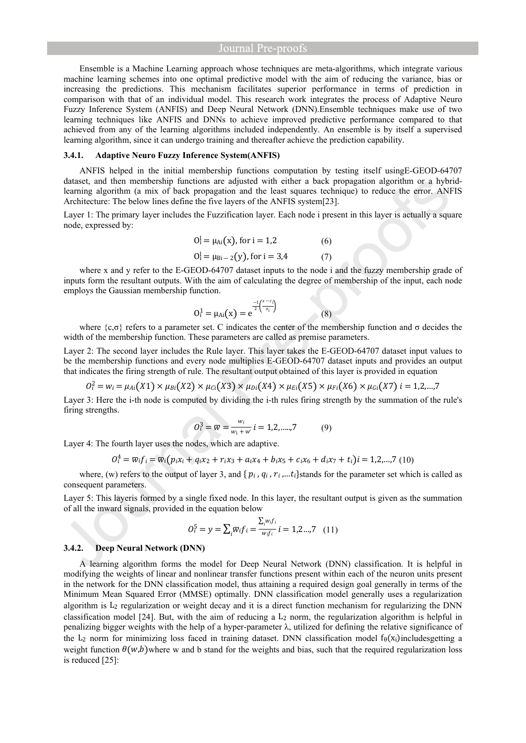Ensemble is a Machine Learning approach whose techniques are meta-algorithms, which integrate various machine learning schemes into one optimal predictive model with the aim of reducing the variance, bias or increasing the predictions. This mechanism facilitates superior performance in terms of prediction in comparison with that of an individual model. This research work integrates the process of Adaptive Neuro Fuzzy Inference System (ANFIS) and Deep Neural Network (DNN).Ensemble techniques make use of two learning techniques like ANFIS and DNNs to achieve improved predictive performance compared to that achieved from any of the learning algorithms included independently. An ensemble is by itself a supervised learning algorithm, since it can undergo training and thereafter achieve the prediction capability.

### 3.4.1. Adaptive Neuro Fuzzy Inference System(ANFIS)

ANFIS helped in the initial membership functions computation by testing itself usingE-GEOD-64707 dataset, and then membership functions are adjusted with either a back propagation algorithm or a hybrid-learning algorithm (a mix of back propagation and the least squares technique) to reduce the error. ANFIS Architecture: The below lines define the five layers of the ANFIS system[23].

Layer 1: The primary layer includes the Fuzzification layer. Each node i present in this layer is actually a square node, expressed by:

$$O_i^1 = \mu_{Ai}(x), \text{ for } i = 1,2 \quad (6)$$

$$O_i^1 = \mu_{Bi-2}(y), \text{ for } i = 3,4 \quad (7)$$

where x and y refer to the E-GEOD-64707 dataset inputs to the node i and the fuzzy membership grade of inputs form the resultant outputs. With the aim of calculating the degree of membership of the input, each node employs the Gaussian membership function.

$$O_i^1 = \mu_{Ai}(x) = e^{\frac{-1}{2}\left(\frac{x-c_i}{\sigma_i}\right)} \quad (8)$$

where {c,σ} refers to a parameter set. C indicates the center of the membership function and σ decides the width of the membership function. These parameters are called as premise parameters.

Layer 2: The second layer includes the Rule layer. This layer takes the E-GEOD-64707 dataset input values to be the membership functions and every node multiplies E-GEOD-64707 dataset inputs and provides an output that indicates the firing strength of rule. The resultant output obtained of this layer is provided in equation

$$O_i^2 = w_i = \mu_{Ai}(X1) \times \mu_{Bi}(X2) \times \mu_{Ci}(X3) \times \mu_{Di}(X4) \times \mu_{Ei}(X5) \times \mu_{Fi}(X6) \times \mu_{Gi}(X7) \; i = 1,2,\ldots,7$$

Layer 3: Here the i-th node is computed by dividing the i-th rules firing strength by the summation of the rule's firing strengths.

$$O_i^3 = \overline{w} = \frac{w_i}{w_1 + w} \; i = 1,2,\ldots,7 \quad (9)$$

Layer 4: The fourth layer uses the nodes, which are adaptive.

$$O_i^4 = \overline{w}_i f_i = \overline{w}_i(p_i x_1 + q_i x_2 + r_i x_3 + a_i x_4 + b_i x_5 + c_i x_6 + d_i x_7 + t_i) i = 1,2,\ldots,7 \quad (10)$$

where, (w) refers to the output of layer 3, and $\{p_i, q_i, r_i, \ldots t_i\}$stands for the parameter set which is called as consequent parameters.

Layer 5: This layeris formed by a single fixed node. In this layer, the resultant output is given as the summation of all the inward signals, provided in the equation below

$$O_i^5 = y = \sum_i \overline{w}_i f_i = \frac{\sum_i w_i f_i}{w_i f_i} \; i = 1,2\ldots,7 \quad (11)$$

### 3.4.2. Deep Neural Network (DNN)

A learning algorithm forms the model for Deep Neural Network (DNN) classification. It is helpful in modifying the weights of linear and nonlinear transfer functions present within each of the neuron units present in the network for the DNN classification model, thus attaining a required design goal generally in terms of the Minimum Mean Squared Error (MMSE) optimally. DNN classification model generally uses a regularization algorithm is $L_2$ regularization or weight decay and it is a direct function mechanism for regularizing the DNN classification model [24]. But, with the aim of reducing a $L_2$ norm, the regularization algorithm is helpful in penalizing bigger weights with the help of a hyper-parameter λ, utilized for defining the relative significance of the $L_2$ norm for minimizing loss faced in training dataset. DNN classification model $f_\theta(x_i)$includesgetting a weight function $\theta(w,b)$where w and b stand for the weights and bias, such that the required regularization loss is reduced [25]: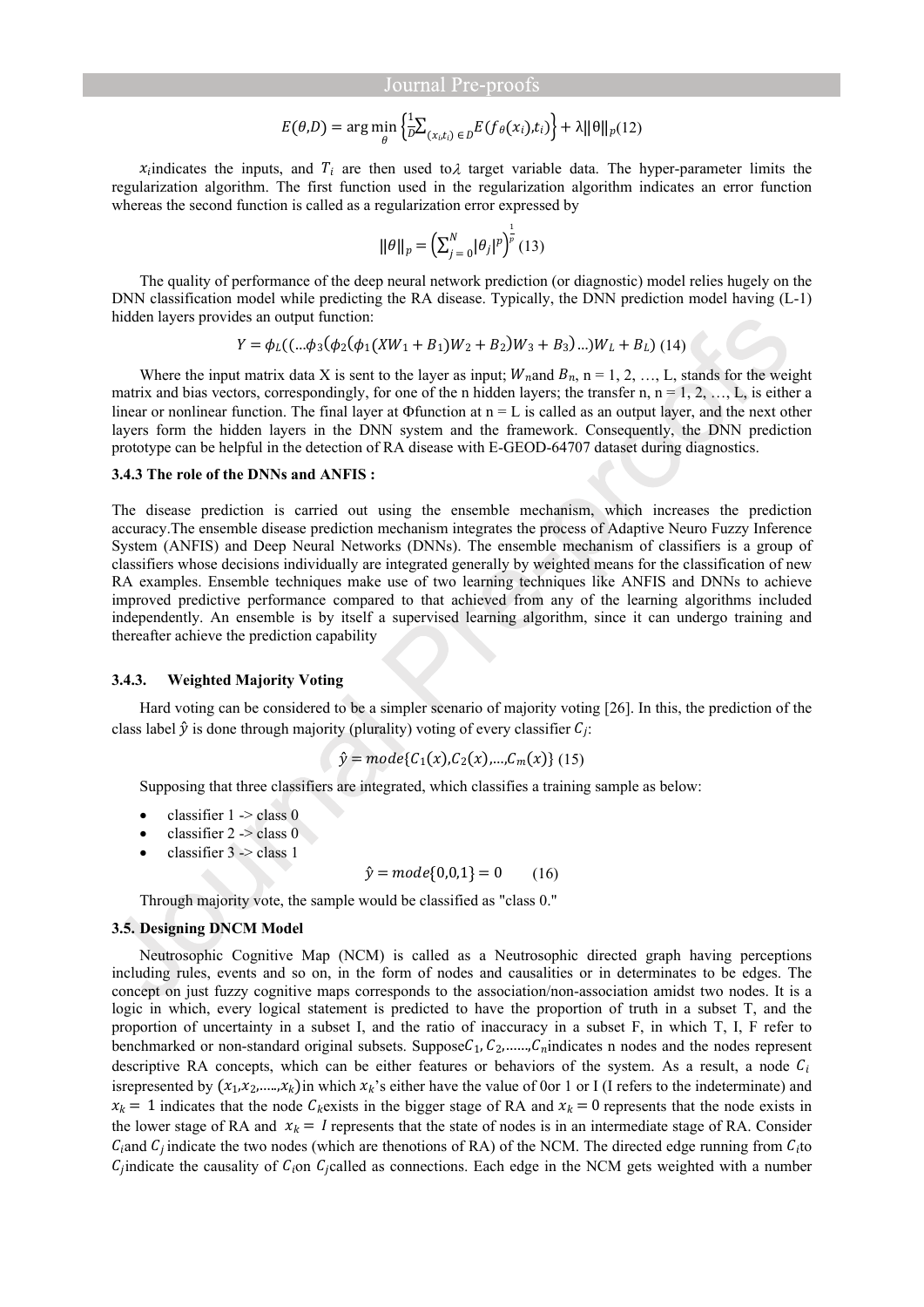$$E(\theta,D) = \arg\min_{\theta} \left\{ \frac{1}{D} \sum_{(x_i,t_i) \in D} E(f_\theta(x_i),t_i) \right\} + \lambda \|\theta\|_p \quad (12)$$

$x_i$indicates the inputs, and $T_i$ are then used to$\lambda$ target variable data. The hyper-parameter limits the regularization algorithm. The first function used in the regularization algorithm indicates an error function whereas the second function is called as a regularization error expressed by

$$\|\theta\|_p = \left( \sum_{j=0}^{N} |\theta_j|^p \right)^{\frac{1}{p}} \quad (13)$$

The quality of performance of the deep neural network prediction (or diagnostic) model relies hugely on the DNN classification model while predicting the RA disease. Typically, the DNN prediction model having (L-1) hidden layers provides an output function:

$$Y = \phi_L((\ldots\phi_3(\phi_2(\phi_1(XW_1 + B_1)W_2 + B_2)W_3 + B_3)\ldots)W_L + B_L) \quad (14)$$

Where the input matrix data X is sent to the layer as input; $W_n$and $B_n$, n = 1, 2, …, L, stands for the weight matrix and bias vectors, correspondingly, for one of the n hidden layers; the transfer n, n = 1, 2, …, L, is either a linear or nonlinear function. The final layer at Φfunction at n = L is called as an output layer, and the next other layers form the hidden layers in the DNN system and the framework. Consequently, the DNN prediction prototype can be helpful in the detection of RA disease with E-GEOD-64707 dataset during diagnostics.

### 3.4.3 The role of the DNNs and ANFIS :

The disease prediction is carried out using the ensemble mechanism, which increases the prediction accuracy.The ensemble disease prediction mechanism integrates the process of Adaptive Neuro Fuzzy Inference System (ANFIS) and Deep Neural Networks (DNNs). The ensemble mechanism of classifiers is a group of classifiers whose decisions individually are integrated generally by weighted means for the classification of new RA examples. Ensemble techniques make use of two learning techniques like ANFIS and DNNs to achieve improved predictive performance compared to that achieved from any of the learning algorithms included independently. An ensemble is by itself a supervised learning algorithm, since it can undergo training and thereafter achieve the prediction capability

### 3.4.3. Weighted Majority Voting

Hard voting can be considered to be a simpler scenario of majority voting [26]. In this, the prediction of the class label $\hat{y}$ is done through majority (plurality) voting of every classifier $C_j$:

$$\hat{y} = mode\{C_1(x), C_2(x), \ldots, C_m(x)\} \quad (15)$$

Supposing that three classifiers are integrated, which classifies a training sample as below:

- classifier 1 -> class 0
- classifier 2 -> class 0
- classifier 3 -> class 1

$$\hat{y} = mode\{0,0,1\} = 0 \quad (16)$$

Through majority vote, the sample would be classified as "class 0."

### 3.5. Designing DNCM Model

Neutrosophic Cognitive Map (NCM) is called as a Neutrosophic directed graph having perceptions including rules, events and so on, in the form of nodes and causalities or in determinates to be edges. The concept on just fuzzy cognitive maps corresponds to the association/non-association amidst two nodes. It is a logic in which, every logical statement is predicted to have the proportion of truth in a subset T, and the proportion of uncertainty in a subset I, and the ratio of inaccuracy in a subset F, in which T, I, F refer to benchmarked or non-standard original subsets. Suppose$C_1, C_2, \ldots, C_n$indicates n nodes and the nodes represent descriptive RA concepts, which can be either features or behaviors of the system. As a result, a node $C_i$ isrepresented by $(x_1, x_2, \ldots, x_k)$in which $x_k$'s either have the value of 0or 1 or I (I refers to the indeterminate) and $x_k = 1$ indicates that the node $C_k$exists in the bigger stage of RA and $x_k = 0$ represents that the node exists in the lower stage of RA and $x_k = I$ represents that the state of nodes is in an intermediate stage of RA. Consider $C_i$and $C_j$ indicate the two nodes (which are thenotions of RA) of the NCM. The directed edge running from $C_i$to $C_j$indicate the causality of $C_i$on $C_j$called as connections. Each edge in the NCM gets weighted with a number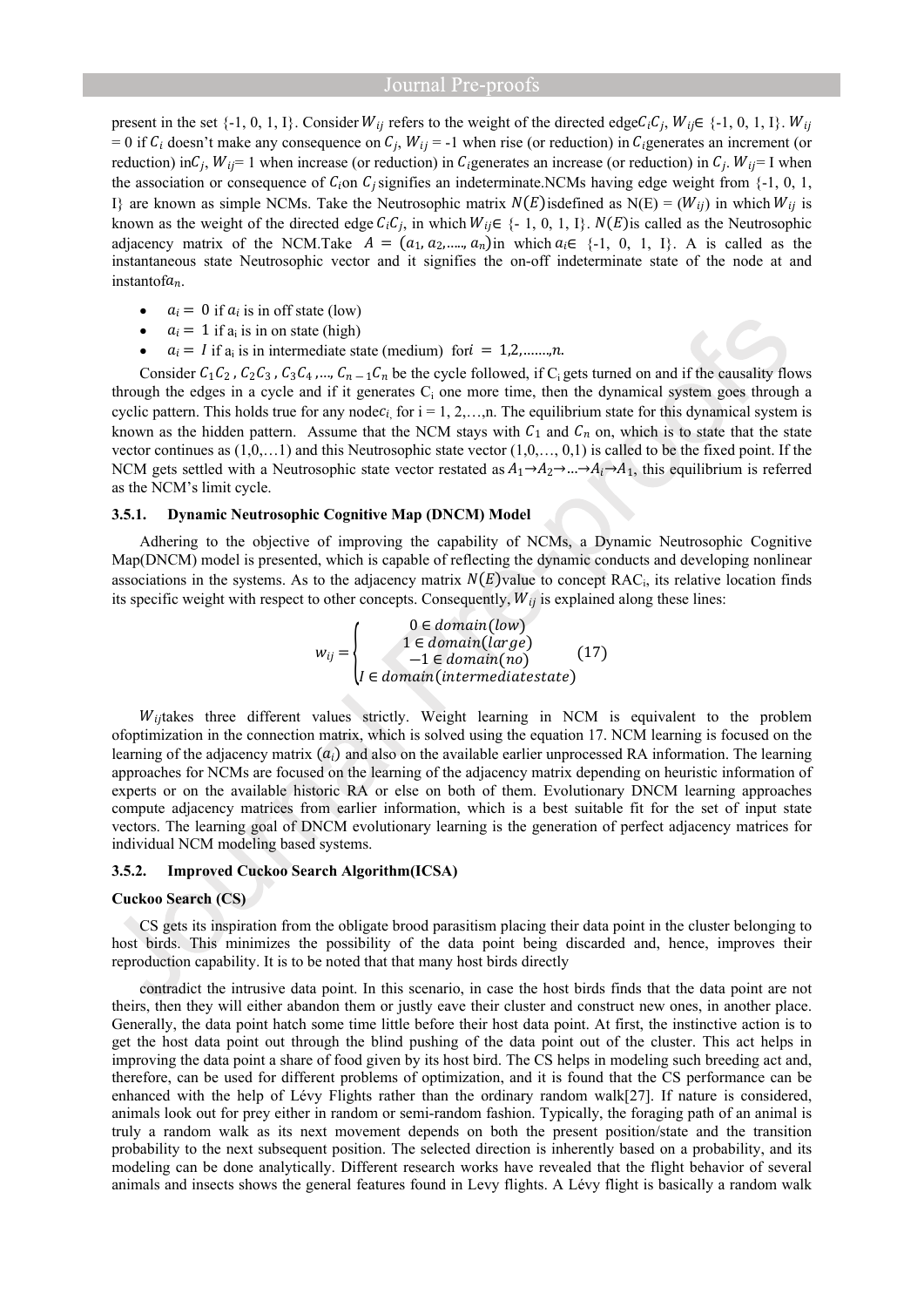present in the set {-1, 0, 1, I}. Consider $W_{ij}$ refers to the weight of the directed edge$C_iC_j$, $W_{ij}\in$ {-1, 0, 1, I}. $W_{ij}$ = 0 if $C_i$ doesn't make any consequence on $C_j$, $W_{ij}$ = -1 when rise (or reduction) in $C_i$generates an increment (or reduction) in$C_j$, $W_{ij}$= 1 when increase (or reduction) in $C_i$generates an increase (or reduction) in $C_j$. $W_{ij}$= I when the association or consequence of $C_i$on $C_j$ signifies an indeterminate.NCMs having edge weight from {-1, 0, 1, I} are known as simple NCMs. Take the Neutrosophic matrix $N(E)$ isdefined as N(E) = ($W_{ij}$) in which $W_{ij}$ is known as the weight of the directed edge $C_iC_j$, in which $W_{ij}\in$ {- 1, 0, 1, I}. $N(E)$is called as the Neutrosophic adjacency matrix of the NCM.Take $A = (a_1, a_2, \ldots, a_n)$in which $a_i\in$ {-1, 0, 1, I}. A is called as the instantaneous state Neutrosophic vector and it signifies the on-off indeterminate state of the node at and instantof$a_n$.

- $a_i = 0$ if $a_i$ is in off state (low)
- $a_i = 1$ if $a_i$ is in on state (high)
- $a_i = I$ if $a_i$ is in intermediate state (medium) for$i = 1,2,\ldots,n$.

Consider $C_1C_2$ , $C_2C_3$ , $C_3C_4$ ,..., $C_{n-1}C_n$ be the cycle followed, if $C_i$ gets turned on and if the causality flows through the edges in a cycle and if it generates $C_i$ one more time, then the dynamical system goes through a cyclic pattern. This holds true for any node$c_i$, for i = 1, 2,…,n. The equilibrium state for this dynamical system is known as the hidden pattern. Assume that the NCM stays with $C_1$ and $C_n$ on, which is to state that the state vector continues as (1,0,…1) and this Neutrosophic state vector (1,0,…, 0,1) is called to be the fixed point. If the NCM gets settled with a Neutrosophic state vector restated as $A_1 \to A_2 \to \ldots \to A_i \to A_1$, this equilibrium is referred as the NCM's limit cycle.

### 3.5.1. Dynamic Neutrosophic Cognitive Map (DNCM) Model

Adhering to the objective of improving the capability of NCMs, a Dynamic Neutrosophic Cognitive Map(DNCM) model is presented, which is capable of reflecting the dynamic conducts and developing nonlinear associations in the systems. As to the adjacency matrix $N(E)$value to concept RAC$_i$, its relative location finds its specific weight with respect to other concepts. Consequently, $W_{ij}$ is explained along these lines:

$$w_{ij} = \begin{cases} 0 \in domain(low) \\ 1 \in domain(large) \\ -1 \in domain(no) \\ I \in domain(intermediatestate) \end{cases} \quad (17)$$

$W_{ij}$takes three different values strictly. Weight learning in NCM is equivalent to the problem ofoptimization in the connection matrix, which is solved using the equation 17. NCM learning is focused on the learning of the adjacency matrix ($a_i$) and also on the available earlier unprocessed RA information. The learning approaches for NCMs are focused on the learning of the adjacency matrix depending on heuristic information of experts or on the available historic RA or else on both of them. Evolutionary DNCM learning approaches compute adjacency matrices from earlier information, which is a best suitable fit for the set of input state vectors. The learning goal of DNCM evolutionary learning is the generation of perfect adjacency matrices for individual NCM modeling based systems.

### 3.5.2. Improved Cuckoo Search Algorithm(ICSA)

**Cuckoo Search (CS)**

CS gets its inspiration from the obligate brood parasitism placing their data point in the cluster belonging to host birds. This minimizes the possibility of the data point being discarded and, hence, improves their reproduction capability. It is to be noted that that many host birds directly

contradict the intrusive data point. In this scenario, in case the host birds finds that the data point are not theirs, then they will either abandon them or justly eave their cluster and construct new ones, in another place. Generally, the data point hatch some time little before their host data point. At first, the instinctive action is to get the host data point out through the blind pushing of the data point out of the cluster. This act helps in improving the data point a share of food given by its host bird. The CS helps in modeling such breeding act and, therefore, can be used for different problems of optimization, and it is found that the CS performance can be enhanced with the help of Lévy Flights rather than the ordinary random walk[27]. If nature is considered, animals look out for prey either in random or semi-random fashion. Typically, the foraging path of an animal is truly a random walk as its next movement depends on both the present position/state and the transition probability to the next subsequent position. The selected direction is inherently based on a probability, and its modeling can be done analytically. Different research works have revealed that the flight behavior of several animals and insects shows the general features found in Levy flights. A Lévy flight is basically a random walk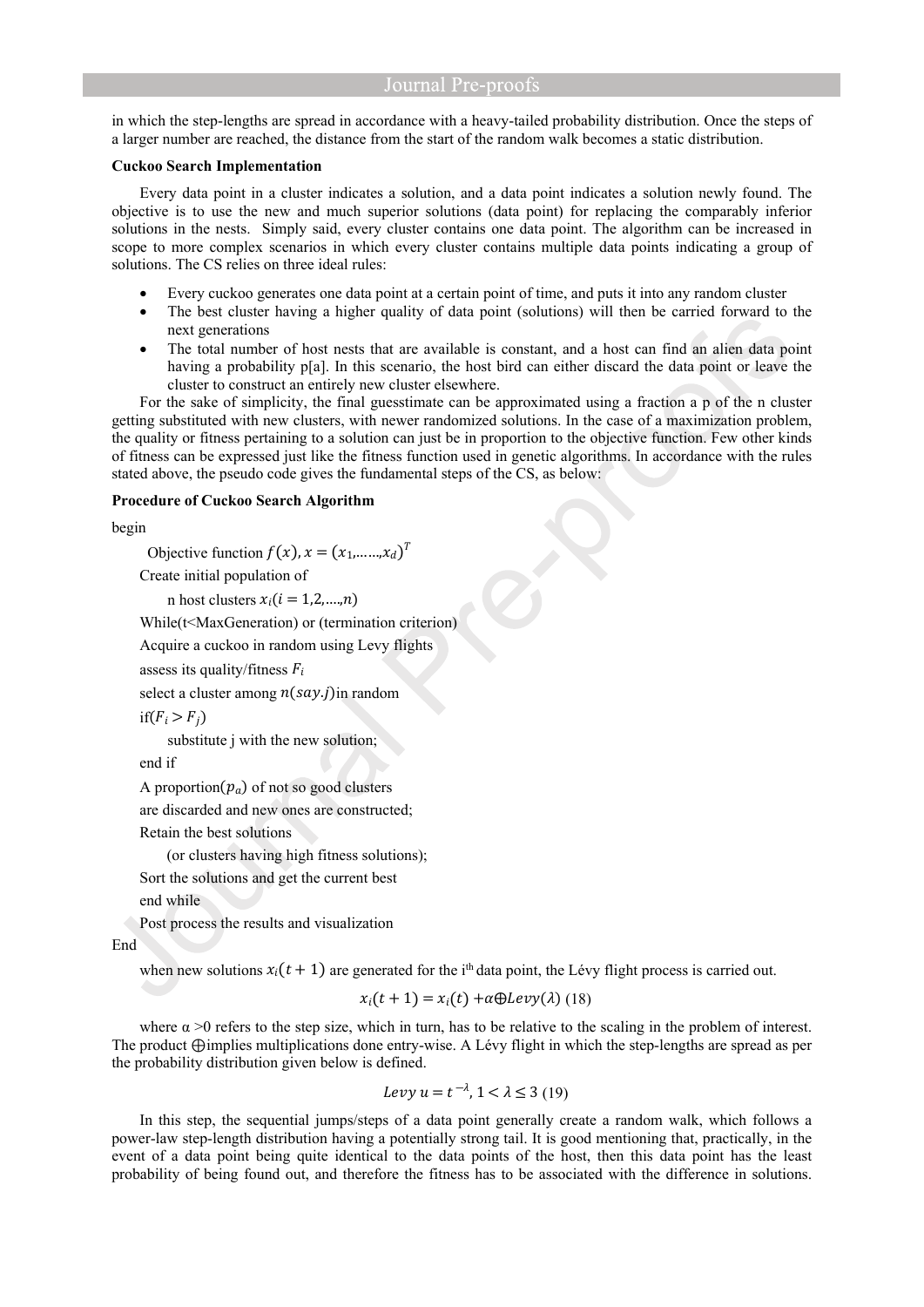in which the step-lengths are spread in accordance with a heavy-tailed probability distribution. Once the steps of a larger number are reached, the distance from the start of the random walk becomes a static distribution.

**Cuckoo Search Implementation**

Every data point in a cluster indicates a solution, and a data point indicates a solution newly found. The objective is to use the new and much superior solutions (data point) for replacing the comparably inferior solutions in the nests. Simply said, every cluster contains one data point. The algorithm can be increased in scope to more complex scenarios in which every cluster contains multiple data points indicating a group of solutions. The CS relies on three ideal rules:

- Every cuckoo generates one data point at a certain point of time, and puts it into any random cluster
- The best cluster having a higher quality of data point (solutions) will then be carried forward to the next generations
- The total number of host nests that are available is constant, and a host can find an alien data point having a probability p[a]. In this scenario, the host bird can either discard the data point or leave the cluster to construct an entirely new cluster elsewhere.

For the sake of simplicity, the final guesstimate can be approximated using a fraction a p of the n cluster getting substituted with new clusters, with newer randomized solutions. In the case of a maximization problem, the quality or fitness pertaining to a solution can just be in proportion to the objective function. Few other kinds of fitness can be expressed just like the fitness function used in genetic algorithms. In accordance with the rules stated above, the pseudo code gives the fundamental steps of the CS, as below:

**Procedure of Cuckoo Search Algorithm**

begin

Objective function $f(x), x = (x_1,\ldots\ldots,x_d)^T$

Create initial population of

n host clusters $x_i (i = 1,2,\ldots,n)$

While(t<MaxGeneration) or (termination criterion)

Acquire a cuckoo in random using Levy flights

assess its quality/fitness $F_i$

select a cluster among $n(say.j)$in random

if$(F_i > F_j)$

substitute j with the new solution;

end if

A proportion$(p_a)$ of not so good clusters

are discarded and new ones are constructed;

Retain the best solutions

(or clusters having high fitness solutions);

Sort the solutions and get the current best

end while

Post process the results and visualization

End

when new solutions $x_i(t+1)$ are generated for the i[th] data point, the Lévy flight process is carried out.

$$x_i(t+1) = x_i(t) + \alpha \oplus Levy(\lambda) \quad (18)$$

where α >0 refers to the step size, which in turn, has to be relative to the scaling in the problem of interest. The product ⊕implies multiplications done entry-wise. A Lévy flight in which the step-lengths are spread as per the probability distribution given below is defined.

$$Levy\ u = t^{-\lambda}, 1 < \lambda \leq 3 \quad (19)$$

In this step, the sequential jumps/steps of a data point generally create a random walk, which follows a power-law step-length distribution having a potentially strong tail. It is good mentioning that, practically, in the event of a data point being quite identical to the data points of the host, then this data point has the least probability of being found out, and therefore the fitness has to be associated with the difference in solutions.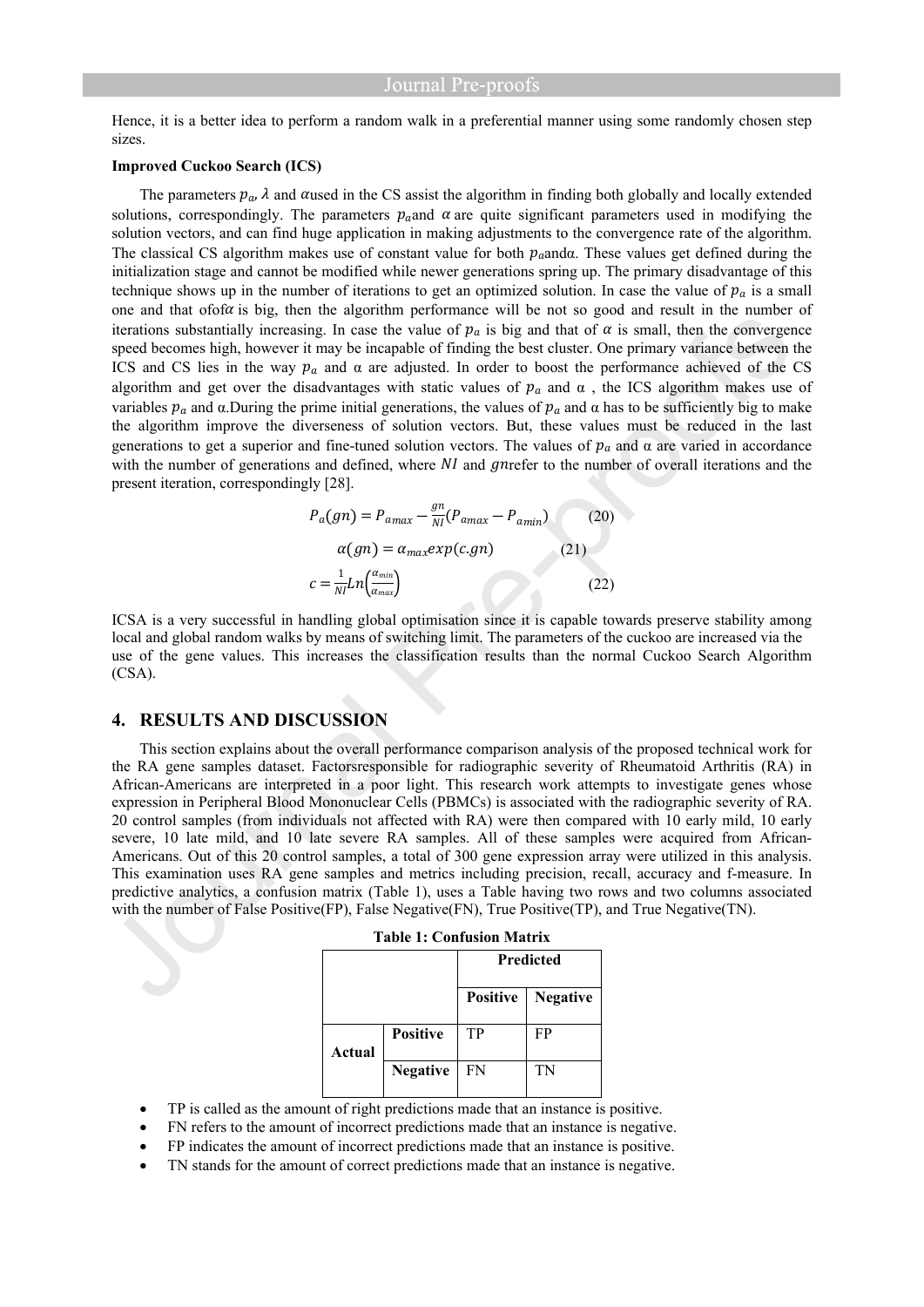Hence, it is a better idea to perform a random walk in a preferential manner using some randomly chosen step sizes.

**Improved Cuckoo Search (ICS)**

The parameters $p_a$, $\lambda$ and $\alpha$used in the CS assist the algorithm in finding both globally and locally extended solutions, correspondingly. The parameters $p_a$and $\alpha$ are quite significant parameters used in modifying the solution vectors, and can find huge application in making adjustments to the convergence rate of the algorithm. The classical CS algorithm makes use of constant value for both $p_a$andα. These values get defined during the initialization stage and cannot be modified while newer generations spring up. The primary disadvantage of this technique shows up in the number of iterations to get an optimized solution. In case the value of $p_a$ is a small one and that ofof$\alpha$ is big, then the algorithm performance will be not so good and result in the number of iterations substantially increasing. In case the value of $p_a$ is big and that of $\alpha$ is small, then the convergence speed becomes high, however it may be incapable of finding the best cluster. One primary variance between the ICS and CS lies in the way $p_a$ and α are adjusted. In order to boost the performance achieved of the CS algorithm and get over the disadvantages with static values of $p_a$ and α , the ICS algorithm makes use of variables $p_a$ and α.During the prime initial generations, the values of $p_a$ and α has to be sufficiently big to make the algorithm improve the diverseness of solution vectors. But, these values must be reduced in the last generations to get a superior and fine-tuned solution vectors. The values of $p_a$ and α are varied in accordance with the number of generations and defined, where $NI$ and $gn$refer to the number of overall iterations and the present iteration, correspondingly [28].

$$P_a(gn) = P_{a_{max}} - \frac{gn}{NI}(P_{a_{max}} - P_{a_{min}}) \qquad (20)$$

$$\alpha(gn) = \alpha_{max} exp(c.gn) \qquad (21)$$

$$c = \frac{1}{NI} Ln\left(\frac{\alpha_{min}}{\alpha_{max}}\right) \qquad (22)$$

ICSA is a very successful in handling global optimisation since it is capable towards preserve stability among local and global random walks by means of switching limit. The parameters of the cuckoo are increased via the use of the gene values. This increases the classification results than the normal Cuckoo Search Algorithm (CSA).

## 4. RESULTS AND DISCUSSION

This section explains about the overall performance comparison analysis of the proposed technical work for the RA gene samples dataset. Factorsresponsible for radiographic severity of Rheumatoid Arthritis (RA) in African-Americans are interpreted in a poor light. This research work attempts to investigate genes whose expression in Peripheral Blood Mononuclear Cells (PBMCs) is associated with the radiographic severity of RA. 20 control samples (from individuals not affected with RA) were then compared with 10 early mild, 10 early severe, 10 late mild, and 10 late severe RA samples. All of these samples were acquired from African-Americans. Out of this 20 control samples, a total of 300 gene expression array were utilized in this analysis. This examination uses RA gene samples and metrics including precision, recall, accuracy and f-measure. In predictive analytics, a confusion matrix (Table 1), uses a Table having two rows and two columns associated with the number of False Positive(FP), False Negative(FN), True Positive(TP), and True Negative(TN).

**Table 1: Confusion Matrix**

| | | Predicted | |
|---|---|---|---|
| | | **Positive** | **Negative** |
| **Actual** | **Positive** | TP | FP |
| | **Negative** | FN | TN |

- TP is called as the amount of right predictions made that an instance is positive.
- FN refers to the amount of incorrect predictions made that an instance is negative.
- FP indicates the amount of incorrect predictions made that an instance is positive.
- TN stands for the amount of correct predictions made that an instance is negative.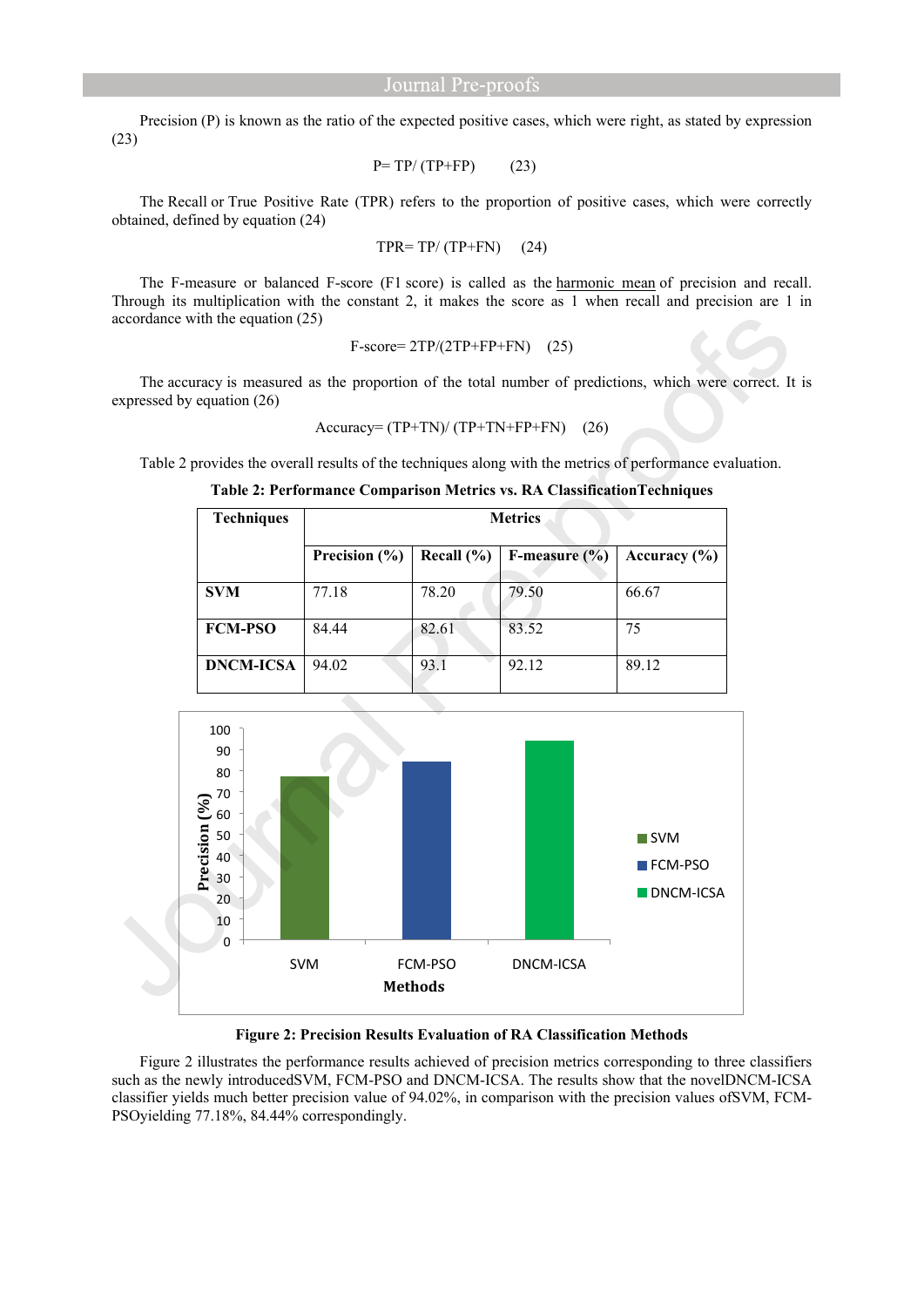Precision (P) is known as the ratio of the expected positive cases, which were right, as stated by expression (23)

$$P = TP/ (TP+FP) \quad (23)$$

The Recall or True Positive Rate (TPR) refers to the proportion of positive cases, which were correctly obtained, defined by equation (24)

$$TPR = TP/ (TP+FN) \quad (24)$$

The F-measure or balanced F-score (F1 score) is called as the harmonic mean of precision and recall. Through its multiplication with the constant 2, it makes the score as 1 when recall and precision are 1 in accordance with the equation (25)

$$F\text{-score} = 2TP/(2TP+FP+FN) \quad (25)$$

The accuracy is measured as the proportion of the total number of predictions, which were correct. It is expressed by equation (26)

$$Accuracy = (TP+TN)/ (TP+TN+FP+FN) \quad (26)$$

Table 2 provides the overall results of the techniques along with the metrics of performance evaluation.

**Table 2: Performance Comparison Metrics vs. RA ClassificationTechniques**

| Techniques | Metrics | | | |
|---|---|---|---|---|
| | Precision (%) | Recall (%) | F-measure (%) | Accuracy (%) |
| **SVM** | 77.18 | 78.20 | 79.50 | 66.67 |
| **FCM-PSO** | 84.44 | 82.61 | 83.52 | 75 |
| **DNCM-ICSA** | 94.02 | 93.1 | 92.12 | 89.12 |

**Figure 2: Precision Results Evaluation of RA Classification Methods**

Figure 2 illustrates the performance results achieved of precision metrics corresponding to three classifiers such as the newly introducedSVM, FCM-PSO and DNCM-ICSA. The results show that the novelDNCM-ICSA classifier yields much better precision value of 94.02%, in comparison with the precision values ofSVM, FCM-PSOyielding 77.18%, 84.44% correspondingly.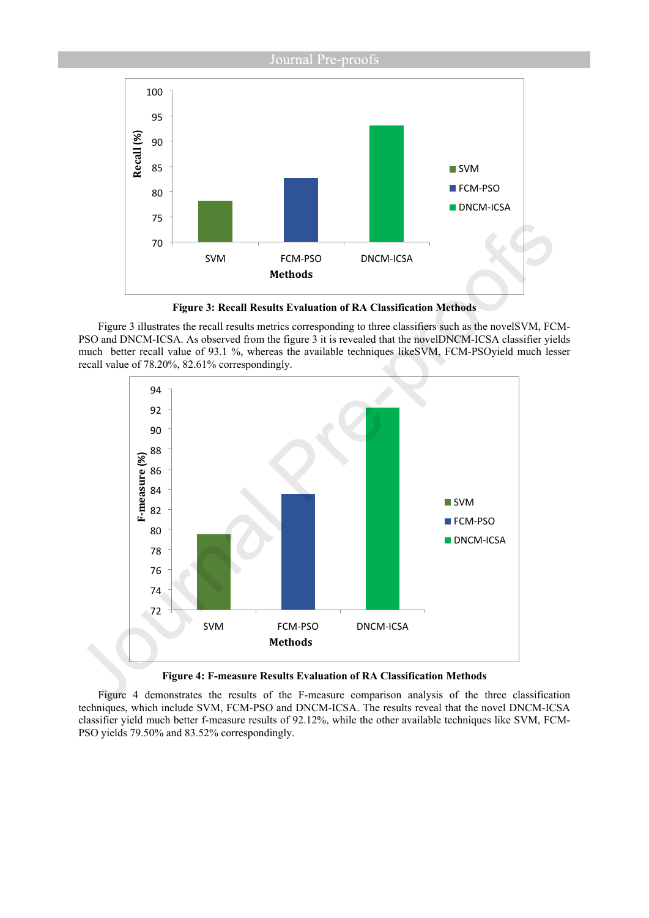Figure 3: Recall Results Evaluation of RA Classification Methods

Figure 3 illustrates the recall results metrics corresponding to three classifiers such as the novelSVM, FCM-PSO and DNCM-ICSA. As observed from the figure 3 it is revealed that the novelDNCM-ICSA classifier yields much better recall value of 93.1 %, whereas the available techniques likeSVM, FCM-PSOyield much lesser recall value of 78.20%, 82.61% correspondingly.

Figure 4: F-measure Results Evaluation of RA Classification Methods

Figure 4 demonstrates the results of the F-measure comparison analysis of the three classification techniques, which include SVM, FCM-PSO and DNCM-ICSA. The results reveal that the novel DNCM-ICSA classifier yield much better f-measure results of 92.12%, while the other available techniques like SVM, FCM-PSO yields 79.50% and 83.52% correspondingly.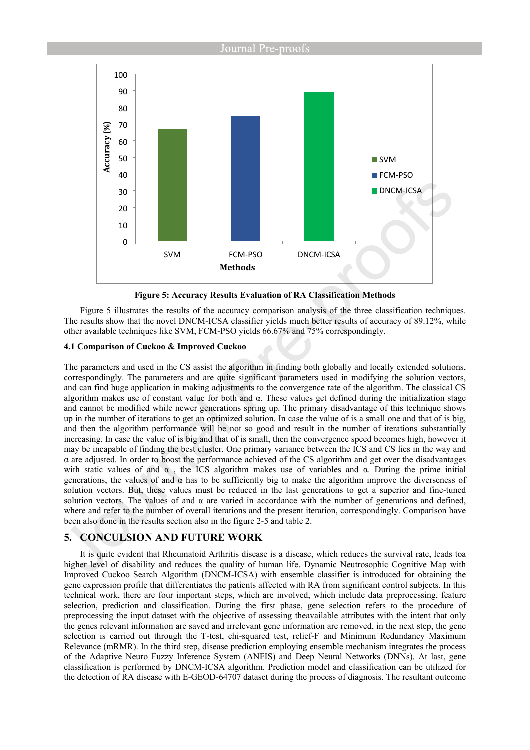Figure 5: Accuracy Results Evaluation of RA Classification Methods

Figure 5 illustrates the results of the accuracy comparison analysis of the three classification techniques. The results show that the novel DNCM-ICSA classifier yields much better results of accuracy of 89.12%, while other available techniques like SVM, FCM-PSO yields 66.67% and 75% correspondingly.

**4.1 Comparison of Cuckoo & Improved Cuckoo**

The parameters and used in the CS assist the algorithm in finding both globally and locally extended solutions, correspondingly. The parameters and are quite significant parameters used in modifying the solution vectors, and can find huge application in making adjustments to the convergence rate of the algorithm. The classical CS algorithm makes use of constant value for both and α. These values get defined during the initialization stage and cannot be modified while newer generations spring up. The primary disadvantage of this technique shows up in the number of iterations to get an optimized solution. In case the value of is a small one and that of is big, and then the algorithm performance will be not so good and result in the number of iterations substantially increasing. In case the value of is big and that of is small, then the convergence speed becomes high, however it may be incapable of finding the best cluster. One primary variance between the ICS and CS lies in the way and α are adjusted. In order to boost the performance achieved of the CS algorithm and get over the disadvantages with static values of and α , the ICS algorithm makes use of variables and α. During the prime initial generations, the values of and α has to be sufficiently big to make the algorithm improve the diverseness of solution vectors. But, these values must be reduced in the last generations to get a superior and fine-tuned solution vectors. The values of and α are varied in accordance with the number of generations and defined, where and refer to the number of overall iterations and the present iteration, correspondingly. Comparison have been also done in the results section also in the figure 2-5 and table 2.

## 5. CONCULSION AND FUTURE WORK

It is quite evident that Rheumatoid Arthritis disease is a disease, which reduces the survival rate, leads toa higher level of disability and reduces the quality of human life. Dynamic Neutrosophic Cognitive Map with Improved Cuckoo Search Algorithm (DNCM-ICSA) with ensemble classifier is introduced for obtaining the gene expression profile that differentiates the patients affected with RA from significant control subjects. In this technical work, there are four important steps, which are involved, which include data preprocessing, feature selection, prediction and classification. During the first phase, gene selection refers to the procedure of preprocessing the input dataset with the objective of assessing theavailable attributes with the intent that only the genes relevant information are saved and irrelevant gene information are removed, in the next step, the gene selection is carried out through the T-test, chi-squared test, relief-F and Minimum Redundancy Maximum Relevance (mRMR). In the third step, disease prediction employing ensemble mechanism integrates the process of the Adaptive Neuro Fuzzy Inference System (ANFIS) and Deep Neural Networks (DNNs). At last, gene classification is performed by DNCM-ICSA algorithm. Prediction model and classification can be utilized for the detection of RA disease with E-GEOD-64707 dataset during the process of diagnosis. The resultant outcome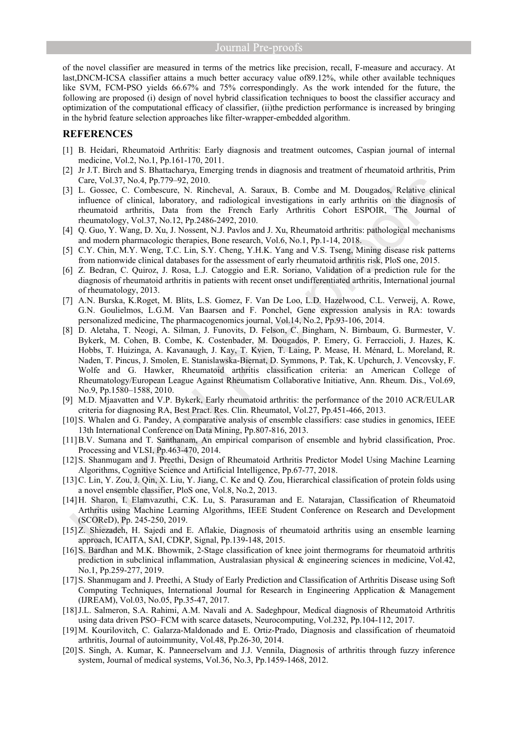of the novel classifier are measured in terms of the metrics like precision, recall, F-measure and accuracy. At last,DNCM-ICSA classifier attains a much better accuracy value of89.12%, while other available techniques like SVM, FCM-PSO yields 66.67% and 75% correspondingly. As the work intended for the future, the following are proposed (i) design of novel hybrid classification techniques to boost the classifier accuracy and optimization of the computational efficacy of classifier, (ii)the prediction performance is increased by bringing in the hybrid feature selection approaches like filter-wrapper-embedded algorithm.

## REFERENCES

[1] B. Heidari, Rheumatoid Arthritis: Early diagnosis and treatment outcomes, Caspian journal of internal medicine, Vol.2, No.1, Pp.161-170, 2011.

[2] Jr J.T. Birch and S. Bhattacharya, Emerging trends in diagnosis and treatment of rheumatoid arthritis, Prim Care, Vol.37, No.4, Pp.779–92, 2010.

[3] L. Gossec, C. Combescure, N. Rincheval, A. Saraux, B. Combe and M. Dougados, Relative clinical influence of clinical, laboratory, and radiological investigations in early arthritis on the diagnosis of rheumatoid arthritis, Data from the French Early Arthritis Cohort ESPOIR, The Journal of rheumatology, Vol.37, No.12, Pp.2486-2492, 2010.

[4] Q. Guo, Y. Wang, D. Xu, J. Nossent, N.J. Pavlos and J. Xu, Rheumatoid arthritis: pathological mechanisms and modern pharmacologic therapies, Bone research, Vol.6, No.1, Pp.1-14, 2018.

[5] C.Y. Chin, M.Y. Weng, T.C. Lin, S.Y. Cheng, Y.H.K. Yang and V.S. Tseng, Mining disease risk patterns from nationwide clinical databases for the assessment of early rheumatoid arthritis risk, PloS one, 2015.

[6] Z. Bedran, C. Quiroz, J. Rosa, L.J. Catoggio and E.R. Soriano, Validation of a prediction rule for the diagnosis of rheumatoid arthritis in patients with recent onset undifferentiated arthritis, International journal of rheumatology, 2013.

[7] A.N. Burska, K.Roget, M. Blits, L.S. Gomez, F. Van De Loo, L.D. Hazelwood, C.L. Verweij, A. Rowe, G.N. Goulielmos, L.G.M. Van Baarsen and F. Ponchel, Gene expression analysis in RA: towards personalized medicine, The pharmacogenomics journal, Vol.14, No.2, Pp.93-106, 2014.

[8] D. Aletaha, T. Neogi, A. Silman, J. Funovits, D. Felson, C. Bingham, N. Birnbaum, G. Burmester, V. Bykerk, M. Cohen, B. Combe, K. Costenbader, M. Dougados, P. Emery, G. Ferraccioli, J. Hazes, K. Hobbs, T. Huizinga, A. Kavanaugh, J. Kay, T. Kvien, T. Laing, P. Mease, H. Ménard, L. Moreland, R. Naden, T. Pincus, J. Smolen, E. Stanislawska-Biernat, D. Symmons, P. Tak, K. Upchurch, J. Vencovsky, F. Wolfe and G. Hawker, Rheumatoid arthritis classification criteria: an American College of Rheumatology/European League Against Rheumatism Collaborative Initiative, Ann. Rheum. Dis., Vol.69, No.9, Pp.1580–1588, 2010.

[9] M.D. Mjaavatten and V.P. Bykerk, Early rheumatoid arthritis: the performance of the 2010 ACR/EULAR criteria for diagnosing RA, Best Pract. Res. Clin. Rheumatol, Vol.27, Pp.451-466, 2013.

[10] S. Whalen and G. Pandey, A comparative analysis of ensemble classifiers: case studies in genomics, IEEE 13th International Conference on Data Mining, Pp.807-816, 2013.

[11] B.V. Sumana and T. Santhanam, An empirical comparison of ensemble and hybrid classification, Proc. Processing and VLSI, Pp.463-470, 2014.

[12] S. Shanmugam and J. Preethi, Design of Rheumatoid Arthritis Predictor Model Using Machine Learning Algorithms, Cognitive Science and Artificial Intelligence, Pp.67-77, 2018.

[13] C. Lin, Y. Zou, J. Qin, X. Liu, Y. Jiang, C. Ke and Q. Zou, Hierarchical classification of protein folds using a novel ensemble classifier, PloS one, Vol.8, No.2, 2013.

[14] H. Sharon, I. Elamvazuthi, C.K. Lu, S. Parasuraman and E. Natarajan, Classification of Rheumatoid Arthritis using Machine Learning Algorithms, IEEE Student Conference on Research and Development (SCOReD), Pp. 245-250, 2019.

[15] Z. Shiezadeh, H. Sajedi and E. Aflakie, Diagnosis of rheumatoid arthritis using an ensemble learning approach, ICAITA, SAI, CDKP, Signal, Pp.139-148, 2015.

[16] S. Bardhan and M.K. Bhowmik, 2-Stage classification of knee joint thermograms for rheumatoid arthritis prediction in subclinical inflammation, Australasian physical & engineering sciences in medicine, Vol.42, No.1, Pp.259-277, 2019.

[17] S. Shanmugam and J. Preethi, A Study of Early Prediction and Classification of Arthritis Disease using Soft Computing Techniques, International Journal for Research in Engineering Application & Management (IJREAM), Vol.03, No.05, Pp.35-47, 2017.

[18] J.L. Salmeron, S.A. Rahimi, A.M. Navali and A. Sadeghpour, Medical diagnosis of Rheumatoid Arthritis using data driven PSO–FCM with scarce datasets, Neurocomputing, Vol.232, Pp.104-112, 2017.

[19] M. Kourilovitch, C. Galarza-Maldonado and E. Ortiz-Prado, Diagnosis and classification of rheumatoid arthritis, Journal of autoimmunity, Vol.48, Pp.26-30, 2014.

[20] S. Singh, A. Kumar, K. Panneerselvam and J.J. Vennila, Diagnosis of arthritis through fuzzy inference system, Journal of medical systems, Vol.36, No.3, Pp.1459-1468, 2012.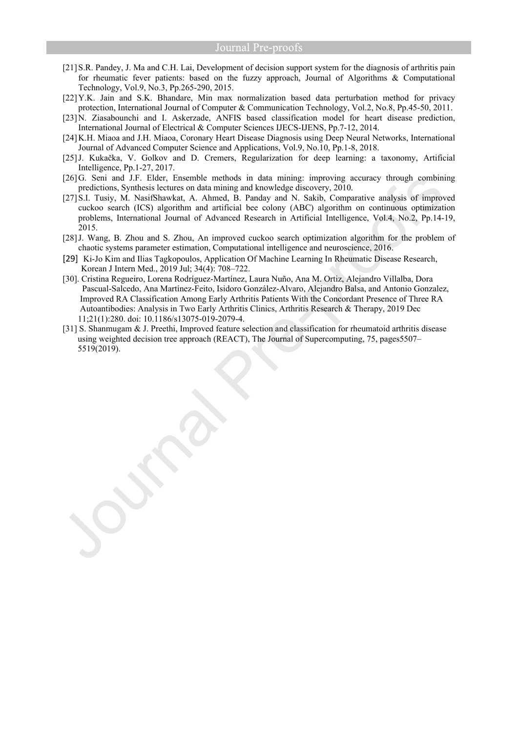[21] S.R. Pandey, J. Ma and C.H. Lai, Development of decision support system for the diagnosis of arthritis pain for rheumatic fever patients: based on the fuzzy approach, Journal of Algorithms & Computational Technology, Vol.9, No.3, Pp.265-290, 2015.

[22] Y.K. Jain and S.K. Bhandare, Min max normalization based data perturbation method for privacy protection, International Journal of Computer & Communication Technology, Vol.2, No.8, Pp.45-50, 2011.

[23] N. Ziasabounchi and I. Askerzade, ANFIS based classification model for heart disease prediction, International Journal of Electrical & Computer Sciences IJECS-IJENS, Pp.7-12, 2014.

[24] K.H. Miaoa and J.H. Miaoa, Coronary Heart Disease Diagnosis using Deep Neural Networks, International Journal of Advanced Computer Science and Applications, Vol.9, No.10, Pp.1-8, 2018.

[25] J. Kukačka, V. Golkov and D. Cremers, Regularization for deep learning: a taxonomy, Artificial Intelligence, Pp.1-27, 2017.

[26] G. Seni and J.F. Elder, Ensemble methods in data mining: improving accuracy through combining predictions, Synthesis lectures on data mining and knowledge discovery, 2010.

[27] S.I. Tusiy, M. NasifShawkat, A. Ahmed, B. Panday and N. Sakib, Comparative analysis of improved cuckoo search (ICS) algorithm and artificial bee colony (ABC) algorithm on continuous optimization problems, International Journal of Advanced Research in Artificial Intelligence, Vol.4, No.2, Pp.14-19, 2015.

[28] J. Wang, B. Zhou and S. Zhou, An improved cuckoo search optimization algorithm for the problem of chaotic systems parameter estimation, Computational intelligence and neuroscience, 2016.

[29] Ki-Jo Kim and Ilias Tagkopoulos, Application Of Machine Learning In Rheumatic Disease Research, Korean J Intern Med., 2019 Jul; 34(4): 708–722.

[30]. Cristina Regueiro, Lorena Rodríguez-Martínez, Laura Nuño, Ana M. Ortiz, Alejandro Villalba, Dora Pascual-Salcedo, Ana Martínez-Feito, Isidoro González-Alvaro, Alejandro Balsa, and Antonio Gonzalez, Improved RA Classification Among Early Arthritis Patients With the Concordant Presence of Three RA Autoantibodies: Analysis in Two Early Arthritis Clinics, Arthritis Research & Therapy, 2019 Dec 11;21(1):280. doi: 10.1186/s13075-019-2079-4.

[31] S. Shanmugam & J. Preethi, Improved feature selection and classification for rheumatoid arthritis disease using weighted decision tree approach (REACT), The Journal of Supercomputing, 75, pages5507–5519(2019).